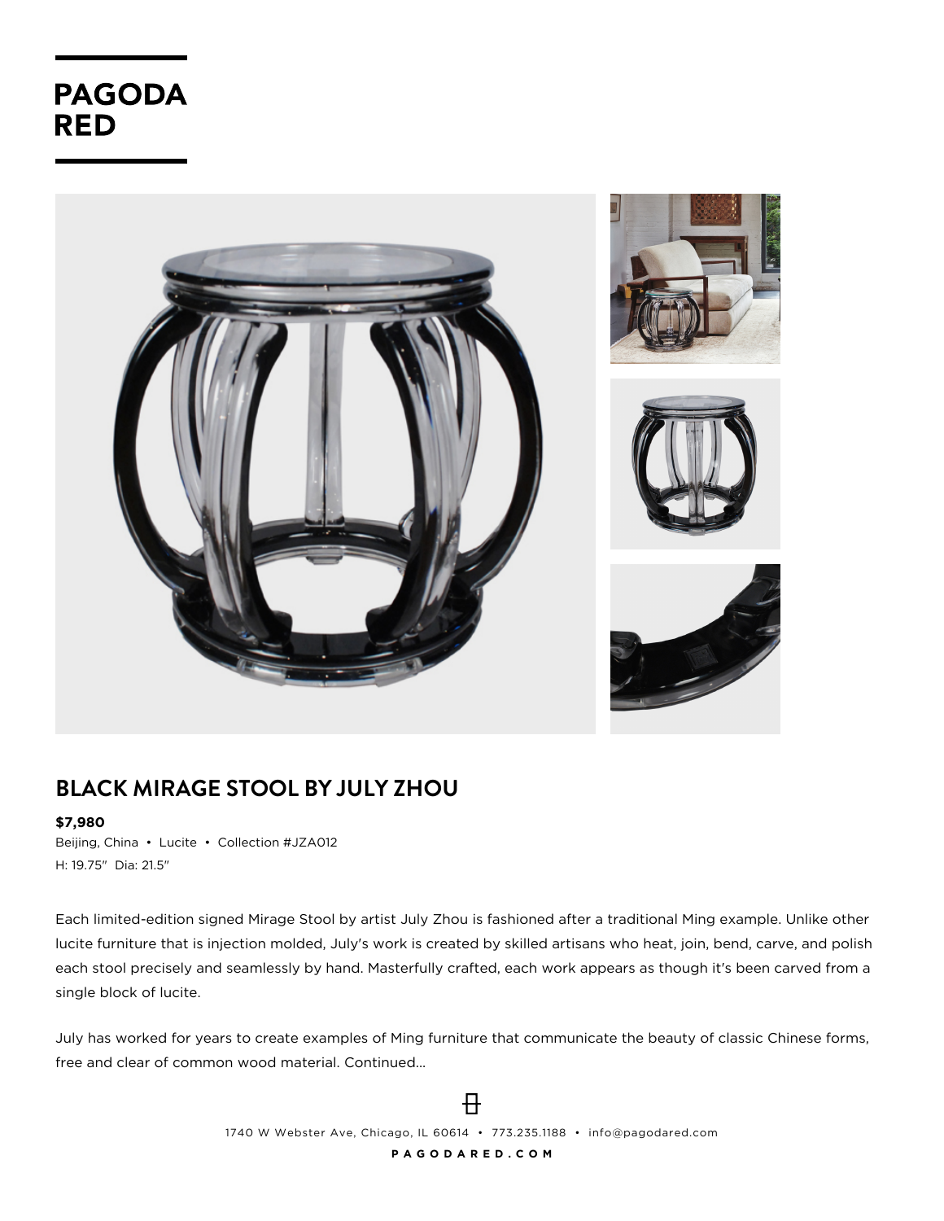PAGODA RED

# BLACK MIRAGE STOOL BY JULY ZHOU

**$7,980**

Beijing, China • Lucite • Collection #JZA012

H: 19.75" Dia: 21.5"

Each limited-edition signed Mirage Stool by artist July Zhou is fashioned after a traditional Ming example. Unlike other lucite furniture that is injection molded, July's work is created by skilled artisans who heat, join, bend, carve, and polish each stool precisely and seamlessly by hand. Masterfully crafted, each work appears as though it's been carved from a single block of lucite.

July has worked for years to create examples of Ming furniture that communicate the beauty of classic Chinese forms, free and clear of common wood material. Continued...

1740 W Webster Ave, Chicago, IL 60614 • 773.235.1188 • info@pagodared.com

PAGODARED.COM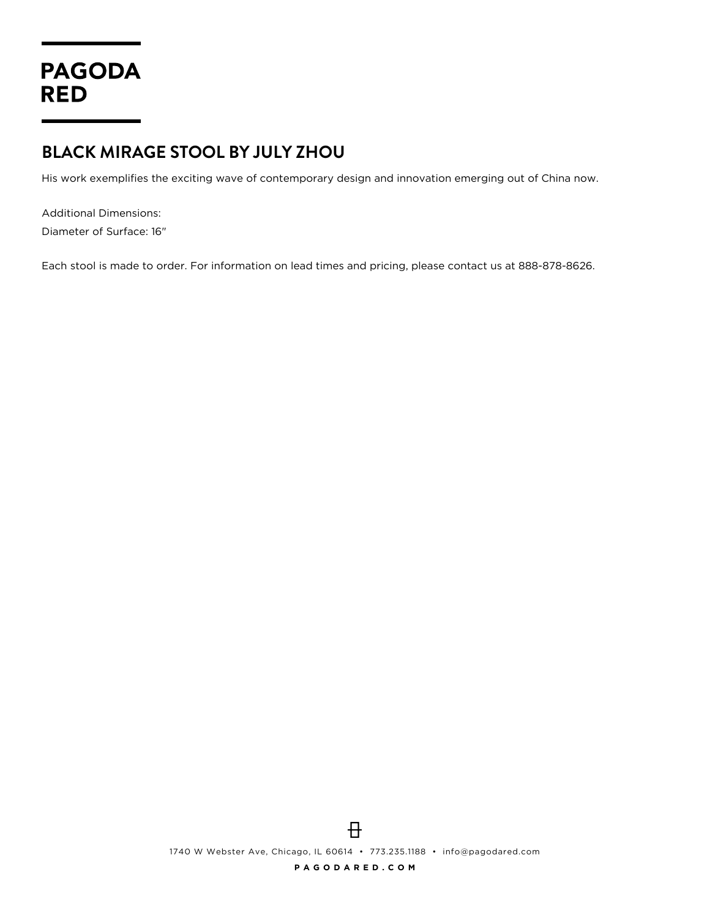PAGODA
RED

## BLACK MIRAGE STOOL BY JULY ZHOU

His work exemplifies the exciting wave of contemporary design and innovation emerging out of China now.

Additional Dimensions:
Diameter of Surface: 16″

Each stool is made to order. For information on lead times and pricing, please contact us at 888-878-8626.

1740 W Webster Ave, Chicago, IL 60614 • 773.235.1188 • info@pagodared.com

PAGODARED.COM